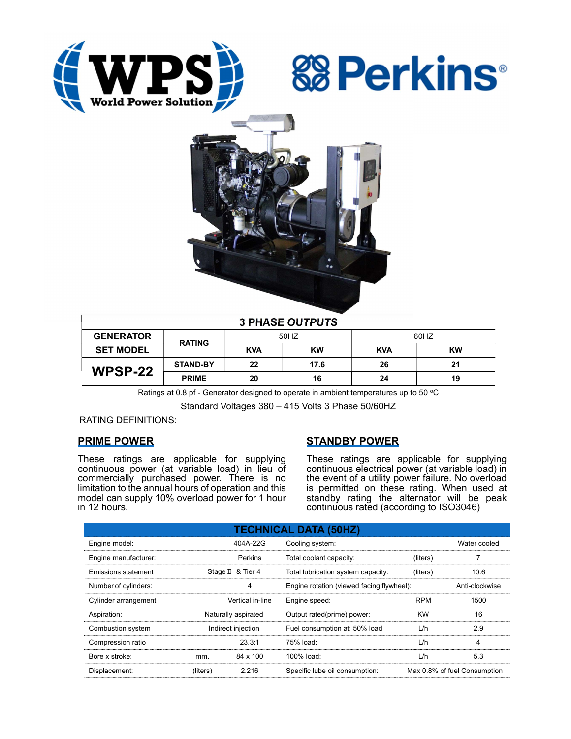WPS World Power Solution

Perkins®

| 3 PHASE OUTPUTS | | | | | |
|---|---|---|---|---|---|
| GENERATOR SET MODEL | RATING | 50HZ | | 60HZ | |
| | | KVA | KW | KVA | KW |
| WPSP-22 | STAND-BY | 22 | 17.6 | 26 | 21 |
| | PRIME | 20 | 16 | 24 | 19 |

Ratings at 0.8 pf - Generator designed to operate in ambient temperatures up to 50 ºC

Standard Voltages 380 – 415 Volts 3 Phase 50/60HZ

RATING DEFINITIONS:

## PRIME POWER

These ratings are applicable for supplying continuous power (at variable load) in lieu of commercially purchased power. There is no limitation to the annual hours of operation and this model can supply 10% overload power for 1 hour in 12 hours.

## STANDBY POWER

These ratings are applicable for supplying continuous electrical power (at variable load) in the event of a utility power failure. No overload is permitted on these rating. When used at standby rating the alternator will be peak continuous rated (according to ISO3046)

## TECHNICAL DATA (50HZ)

| | | | | | |
|---|---|---|---|---|---|
| Engine model: | | 404A-22G | Cooling system: | | Water cooled |
| Engine manufacturer: | | Perkins | Total coolant capacity: | (liters) | 7 |
| Emissions statement | | Stage Ⅱ & Tier 4 | Total lubrication system capacity: | (liters) | 10.6 |
| Number of cylinders: | | 4 | Engine rotation (viewed facing flywheel): | | Anti-clockwise |
| Cylinder arrangement | | Vertical in-line | Engine speed: | RPM | 1500 |
| Aspiration: | | Naturally aspirated | Output rated(prime) power: | KW | 16 |
| Combustion system | | Indirect injection | Fuel consumption at: 50% load | L/h | 2.9 |
| Compression ratio | | 23.3:1 | 75% load: | L/h | 4 |
| Bore x stroke: | mm. | 84 x 100 | 100% load: | L/h | 5.3 |
| Displacement: | (liters) | 2.216 | Specific lube oil consumption: | | Max 0.8% of fuel Consumption |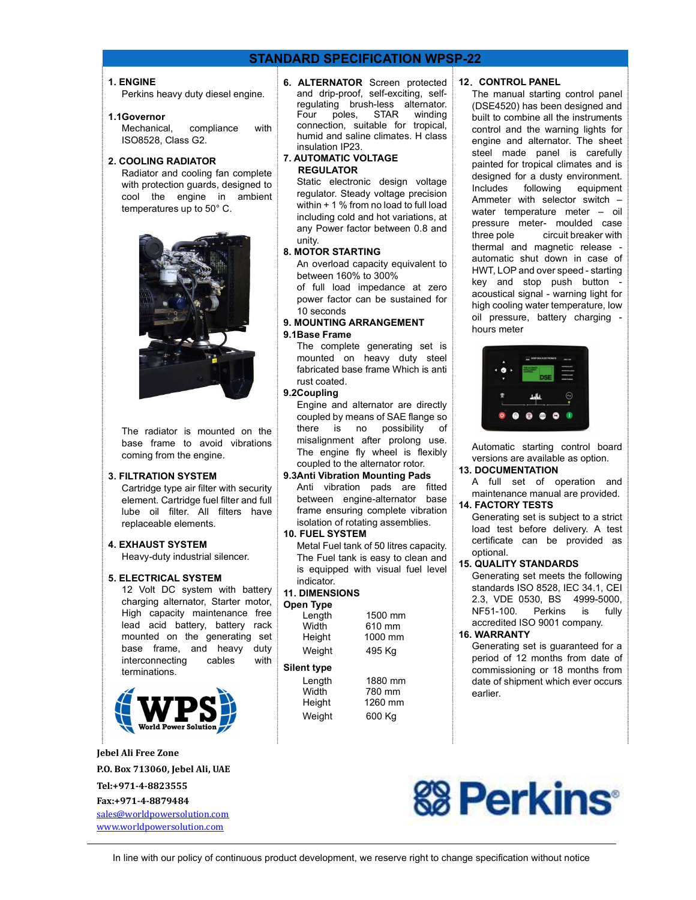# STANDARD SPECIFICATION WPSP-22

## 1. ENGINE

Perkins heavy duty diesel engine.

### 1.1Governor

Mechanical, compliance with ISO8528, Class G2.

## 2. COOLING RADIATOR

Radiator and cooling fan complete with protection guards, designed to cool the engine in ambient temperatures up to 50° C.

The radiator is mounted on the base frame to avoid vibrations coming from the engine.

## 3. FILTRATION SYSTEM

Cartridge type air filter with security element. Cartridge fuel filter and full lube oil filter. All filters have replaceable elements.

## 4. EXHAUST SYSTEM

Heavy-duty industrial silencer.

## 5. ELECTRICAL SYSTEM

12 Volt DC system with battery charging alternator, Starter motor, High capacity maintenance free lead acid battery, battery rack mounted on the generating set base frame, and heavy duty interconnecting cables with terminations.

## 6. ALTERNATOR

Screen protected and drip-proof, self-exciting, self-regulating brush-less alternator. Four poles, STAR winding connection, suitable for tropical, humid and saline climates. H class insulation IP23.

## 7. AUTOMATIC VOLTAGE REGULATOR

Static electronic design voltage regulator. Steady voltage precision within + 1 % from no load to full load including cold and hot variations, at any Power factor between 0.8 and unity.

## 8. MOTOR STARTING

An overload capacity equivalent to between 160% to 300% of full load impedance at zero power factor can be sustained for 10 seconds

## 9. MOUNTING ARRANGEMENT

### 9.1Base Frame

The complete generating set is mounted on heavy duty steel fabricated base frame Which is anti rust coated.

### 9.2Coupling

Engine and alternator are directly coupled by means of SAE flange so there is no possibility of misalignment after prolong use. The engine fly wheel is flexibly coupled to the alternator rotor.

### 9.3Anti Vibration Mounting Pads

Anti vibration pads are fitted between engine-alternator base frame ensuring complete vibration isolation of rotating assemblies.

## 10. FUEL SYSTEM

Metal Fuel tank of 50 litres capacity. The Fuel tank is easy to clean and is equipped with visual fuel level indicator.

## 11. DIMENSIONS

**Open Type**

| | |
|---|---|
| Length | 1500 mm |
| Width | 610 mm |
| Height | 1000 mm |
| Weight | 495 Kg |

**Silent type**

| | |
|---|---|
| Length | 1880 mm |
| Width | 780 mm |
| Height | 1260 mm |
| Weight | 600 Kg |

## 12. CONTROL PANEL

The manual starting control panel (DSE4520) has been designed and built to combine all the instruments control and the warning lights for engine and alternator. The sheet steel made panel is carefully painted for tropical climates and is designed for a dusty environment. Includes following equipment Ammeter with selector switch – water temperature meter – oil pressure meter- moulded case three pole circuit breaker with thermal and magnetic release - automatic shut down in case of HWT, LOP and over speed - starting key and stop push button - acoustical signal - warning light for high cooling water temperature, low oil pressure, battery charging - hours meter

Automatic starting control board versions are available as option.

## 13. DOCUMENTATION

A full set of operation and maintenance manual are provided.

## 14. FACTORY TESTS

Generating set is subject to a strict load test before delivery. A test certificate can be provided as optional.

## 15. QUALITY STANDARDS

Generating set meets the following standards ISO 8528, IEC 34.1, CEI 2.3, VDE 0530, BS 4999-5000, NF51-100. Perkins is fully accredited ISO 9001 company.

## 16. WARRANTY

Generating set is guaranteed for a period of 12 months from date of commissioning or 18 months from date of shipment which ever occurs earlier.

WPS World Power Solution

**Jebel Ali Free Zone**
**P.O. Box 713060, Jebel Ali, UAE**
**Tel:+971-4-8823555**
**Fax:+971-4-8879484**
sales@worldpowersolution.com
www.worldpowersolution.com

Perkins

In line with our policy of continuous product development, we reserve right to change specification without notice